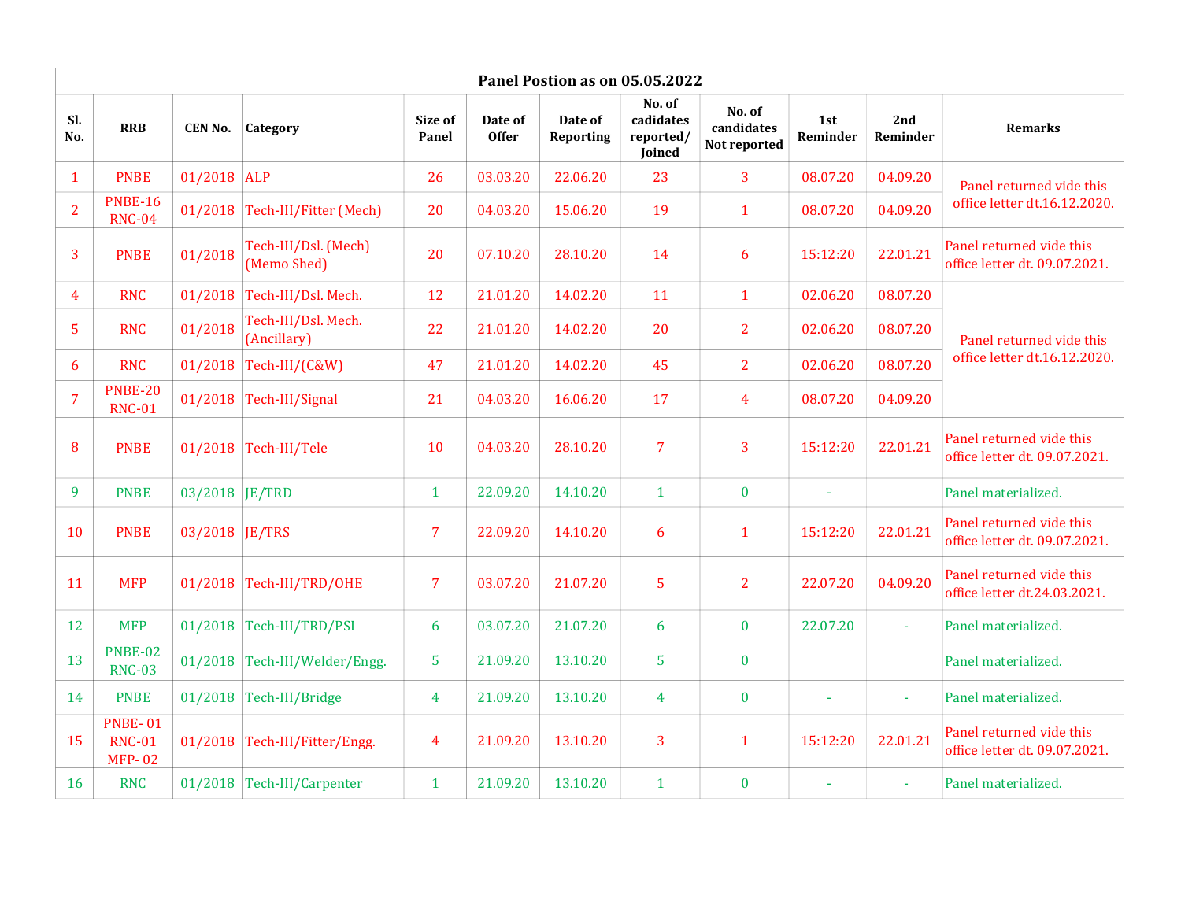| Panel Postion as on 05.05.2022 | | | | | | | | | | | |
|---|---|---|---|---|---|---|---|---|---|---|---|
| Sl. No. | RRB | CEN No. | Category | Size of Panel | Date of Offer | Date of Reporting | No. of cadidates reported/ Joined | No. of candidates Not reported | 1st Reminder | 2nd Reminder | Remarks |
| 1 | PNBE | 01/2018 | ALP | 26 | 03.03.20 | 22.06.20 | 23 | 3 | 08.07.20 | 04.09.20 | Panel returned vide this office letter dt.16.12.2020. |
| 2 | PNBE-16 RNC-04 | 01/2018 | Tech-III/Fitter (Mech) | 20 | 04.03.20 | 15.06.20 | 19 | 1 | 08.07.20 | 04.09.20 | |
| 3 | PNBE | 01/2018 | Tech-III/Dsl. (Mech) (Memo Shed) | 20 | 07.10.20 | 28.10.20 | 14 | 6 | 15:12:20 | 22.01.21 | Panel returned vide this office letter dt. 09.07.2021. |
| 4 | RNC | 01/2018 | Tech-III/Dsl. Mech. | 12 | 21.01.20 | 14.02.20 | 11 | 1 | 02.06.20 | 08.07.20 | Panel returned vide this office letter dt.16.12.2020. |
| 5 | RNC | 01/2018 | Tech-III/Dsl. Mech. (Ancillary) | 22 | 21.01.20 | 14.02.20 | 20 | 2 | 02.06.20 | 08.07.20 | |
| 6 | RNC | 01/2018 | Tech-III/(C&W) | 47 | 21.01.20 | 14.02.20 | 45 | 2 | 02.06.20 | 08.07.20 | |
| 7 | PNBE-20 RNC-01 | 01/2018 | Tech-III/Signal | 21 | 04.03.20 | 16.06.20 | 17 | 4 | 08.07.20 | 04.09.20 | |
| 8 | PNBE | 01/2018 | Tech-III/Tele | 10 | 04.03.20 | 28.10.20 | 7 | 3 | 15:12:20 | 22.01.21 | Panel returned vide this office letter dt. 09.07.2021. |
| 9 | PNBE | 03/2018 | JE/TRD | 1 | 22.09.20 | 14.10.20 | 1 | 0 | - | | Panel materialized. |
| 10 | PNBE | 03/2018 | JE/TRS | 7 | 22.09.20 | 14.10.20 | 6 | 1 | 15:12:20 | 22.01.21 | Panel returned vide this office letter dt. 09.07.2021. |
| 11 | MFP | 01/2018 | Tech-III/TRD/OHE | 7 | 03.07.20 | 21.07.20 | 5 | 2 | 22.07.20 | 04.09.20 | Panel returned vide this office letter dt.24.03.2021. |
| 12 | MFP | 01/2018 | Tech-III/TRD/PSI | 6 | 03.07.20 | 21.07.20 | 6 | 0 | 22.07.20 | - | Panel materialized. |
| 13 | PNBE-02 RNC-03 | 01/2018 | Tech-III/Welder/Engg. | 5 | 21.09.20 | 13.10.20 | 5 | 0 | | | Panel materialized. |
| 14 | PNBE | 01/2018 | Tech-III/Bridge | 4 | 21.09.20 | 13.10.20 | 4 | 0 | - | - | Panel materialized. |
| 15 | PNBE- 01 RNC-01 MFP- 02 | 01/2018 | Tech-III/Fitter/Engg. | 4 | 21.09.20 | 13.10.20 | 3 | 1 | 15:12:20 | 22.01.21 | Panel returned vide this office letter dt. 09.07.2021. |
| 16 | RNC | 01/2018 | Tech-III/Carpenter | 1 | 21.09.20 | 13.10.20 | 1 | 0 | - | - | Panel materialized. |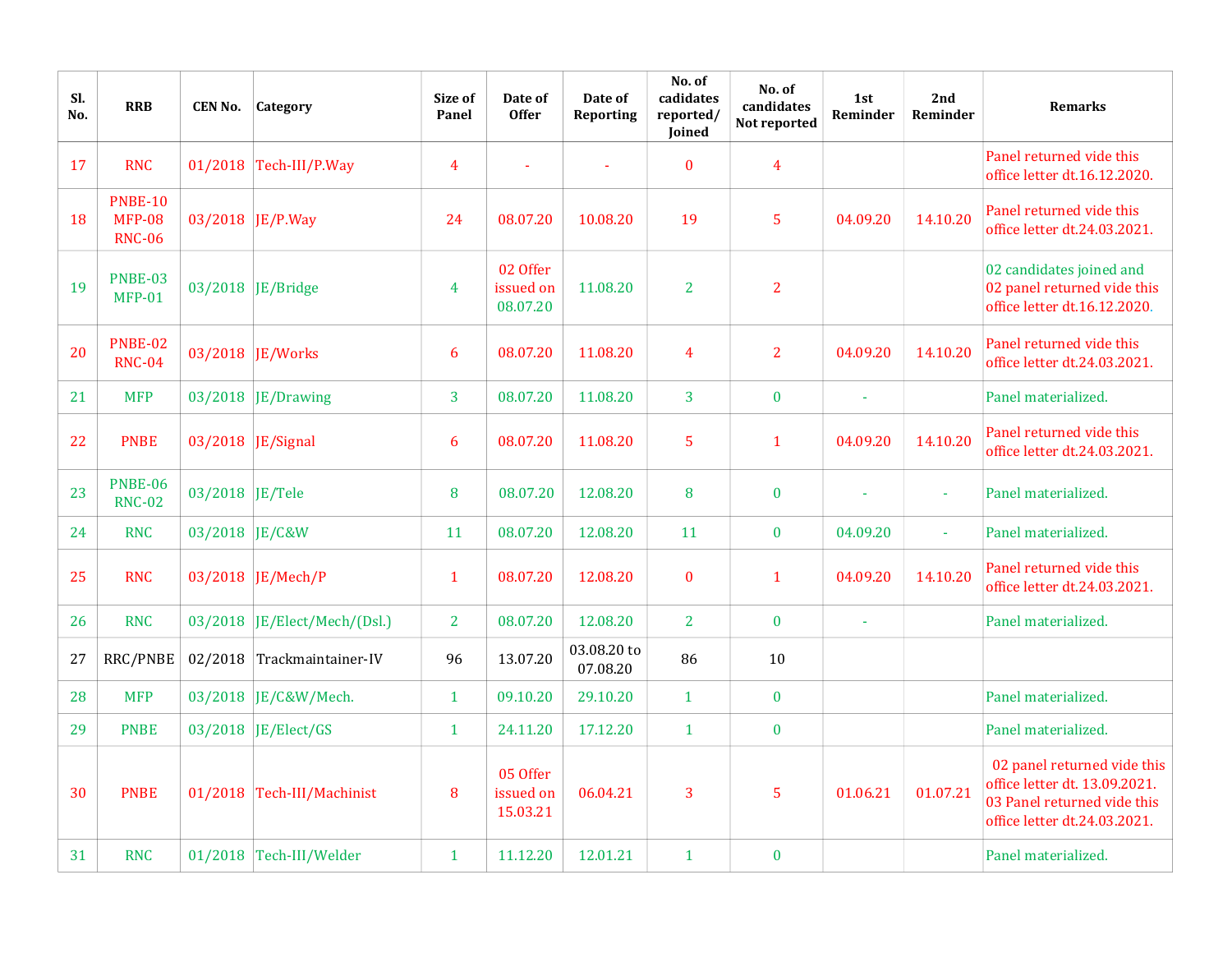| Sl. No. | RRB | CEN No. | Category | Size of Panel | Date of Offer | Date of Reporting | No. of cadidates reported/ Joined | No. of candidates Not reported | 1st Reminder | 2nd Reminder | Remarks |
|---|---|---|---|---|---|---|---|---|---|---|---|
| 17 | RNC | 01/2018 | Tech-III/P.Way | 4 | - | - | 0 | 4 | | | Panel returned vide this office letter dt.16.12.2020. |
| 18 | PNBE-10 MFP-08 RNC-06 | 03/2018 | JE/P.Way | 24 | 08.07.20 | 10.08.20 | 19 | 5 | 04.09.20 | 14.10.20 | Panel returned vide this office letter dt.24.03.2021. |
| 19 | PNBE-03 MFP-01 | 03/2018 | JE/Bridge | 4 | 02 Offer issued on 08.07.20 | 11.08.20 | 2 | 2 | | | 02 candidates joined and 02 panel returned vide this office letter dt.16.12.2020. |
| 20 | PNBE-02 RNC-04 | 03/2018 | JE/Works | 6 | 08.07.20 | 11.08.20 | 4 | 2 | 04.09.20 | 14.10.20 | Panel returned vide this office letter dt.24.03.2021. |
| 21 | MFP | 03/2018 | JE/Drawing | 3 | 08.07.20 | 11.08.20 | 3 | 0 | - | | Panel materialized. |
| 22 | PNBE | 03/2018 | JE/Signal | 6 | 08.07.20 | 11.08.20 | 5 | 1 | 04.09.20 | 14.10.20 | Panel returned vide this office letter dt.24.03.2021. |
| 23 | PNBE-06 RNC-02 | 03/2018 | JE/Tele | 8 | 08.07.20 | 12.08.20 | 8 | 0 | - | - | Panel materialized. |
| 24 | RNC | 03/2018 | JE/C&W | 11 | 08.07.20 | 12.08.20 | 11 | 0 | 04.09.20 | - | Panel materialized. |
| 25 | RNC | 03/2018 | JE/Mech/P | 1 | 08.07.20 | 12.08.20 | 0 | 1 | 04.09.20 | 14.10.20 | Panel returned vide this office letter dt.24.03.2021. |
| 26 | RNC | 03/2018 | JE/Elect/Mech/(Dsl.) | 2 | 08.07.20 | 12.08.20 | 2 | 0 | - | | Panel materialized. |
| 27 | RRC/PNBE | 02/2018 | Trackmaintainer-IV | 96 | 13.07.20 | 03.08.20 to 07.08.20 | 86 | 10 | | | |
| 28 | MFP | 03/2018 | JE/C&W/Mech. | 1 | 09.10.20 | 29.10.20 | 1 | 0 | | | Panel materialized. |
| 29 | PNBE | 03/2018 | JE/Elect/GS | 1 | 24.11.20 | 17.12.20 | 1 | 0 | | | Panel materialized. |
| 30 | PNBE | 01/2018 | Tech-III/Machinist | 8 | 05 Offer issued on 15.03.21 | 06.04.21 | 3 | 5 | 01.06.21 | 01.07.21 | 02 panel returned vide this office letter dt. 13.09.2021. 03 Panel returned vide this office letter dt.24.03.2021. |
| 31 | RNC | 01/2018 | Tech-III/Welder | 1 | 11.12.20 | 12.01.21 | 1 | 0 | | | Panel materialized. |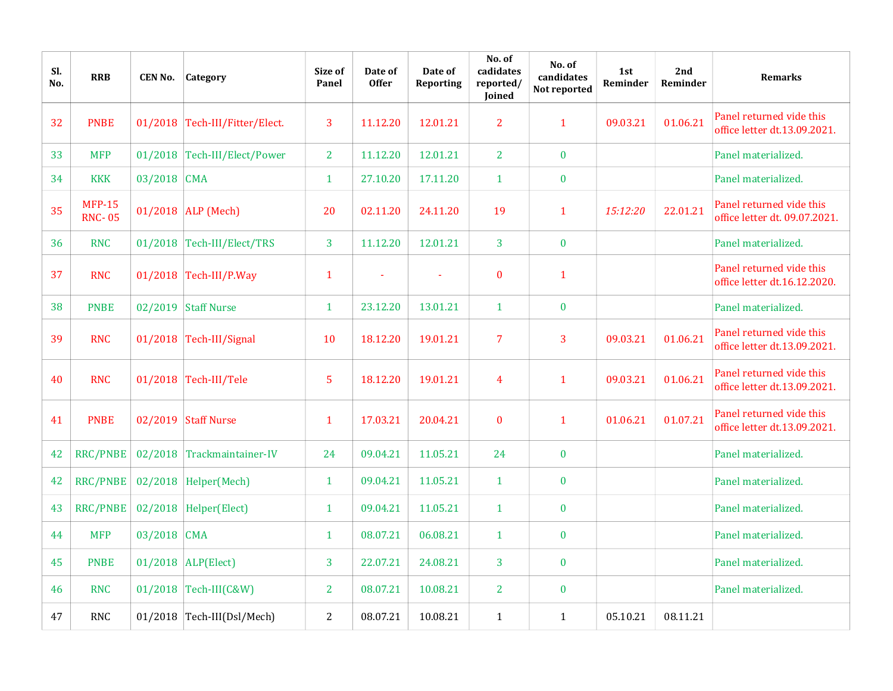| Sl. No. | RRB | CEN No. | Category | Size of Panel | Date of Offer | Date of Reporting | No. of cadidates reported/ Joined | No. of candidates Not reported | 1st Reminder | 2nd Reminder | Remarks |
|---|---|---|---|---|---|---|---|---|---|---|---|
| 32 | PNBE | 01/2018 | Tech-III/Fitter/Elect. | 3 | 11.12.20 | 12.01.21 | 2 | 1 | 09.03.21 | 01.06.21 | Panel returned vide this office letter dt.13.09.2021. |
| 33 | MFP | 01/2018 | Tech-III/Elect/Power | 2 | 11.12.20 | 12.01.21 | 2 | 0 | | | Panel materialized. |
| 34 | KKK | 03/2018 | CMA | 1 | 27.10.20 | 17.11.20 | 1 | 0 | | | Panel materialized. |
| 35 | MFP-15 RNC- 05 | 01/2018 | ALP (Mech) | 20 | 02.11.20 | 24.11.20 | 19 | 1 | *15:12:20* | 22.01.21 | Panel returned vide this office letter dt. 09.07.2021. |
| 36 | RNC | 01/2018 | Tech-III/Elect/TRS | 3 | 11.12.20 | 12.01.21 | 3 | 0 | | | Panel materialized. |
| 37 | RNC | 01/2018 | Tech-III/P.Way | 1 | - | - | 0 | 1 | | | Panel returned vide this office letter dt.16.12.2020. |
| 38 | PNBE | 02/2019 | Staff Nurse | 1 | 23.12.20 | 13.01.21 | 1 | 0 | | | Panel materialized. |
| 39 | RNC | 01/2018 | Tech-III/Signal | 10 | 18.12.20 | 19.01.21 | 7 | 3 | 09.03.21 | 01.06.21 | Panel returned vide this office letter dt.13.09.2021. |
| 40 | RNC | 01/2018 | Tech-III/Tele | 5 | 18.12.20 | 19.01.21 | 4 | 1 | 09.03.21 | 01.06.21 | Panel returned vide this office letter dt.13.09.2021. |
| 41 | PNBE | 02/2019 | Staff Nurse | 1 | 17.03.21 | 20.04.21 | 0 | 1 | 01.06.21 | 01.07.21 | Panel returned vide this office letter dt.13.09.2021. |
| 42 | RRC/PNBE | 02/2018 | Trackmaintainer-IV | 24 | 09.04.21 | 11.05.21 | 24 | 0 | | | Panel materialized. |
| 42 | RRC/PNBE | 02/2018 | Helper(Mech) | 1 | 09.04.21 | 11.05.21 | 1 | 0 | | | Panel materialized. |
| 43 | RRC/PNBE | 02/2018 | Helper(Elect) | 1 | 09.04.21 | 11.05.21 | 1 | 0 | | | Panel materialized. |
| 44 | MFP | 03/2018 | CMA | 1 | 08.07.21 | 06.08.21 | 1 | 0 | | | Panel materialized. |
| 45 | PNBE | 01/2018 | ALP(Elect) | 3 | 22.07.21 | 24.08.21 | 3 | 0 | | | Panel materialized. |
| 46 | RNC | 01/2018 | Tech-III(C&W) | 2 | 08.07.21 | 10.08.21 | 2 | 0 | | | Panel materialized. |
| 47 | RNC | 01/2018 | Tech-III(Dsl/Mech) | 2 | 08.07.21 | 10.08.21 | 1 | 1 | 05.10.21 | 08.11.21 | |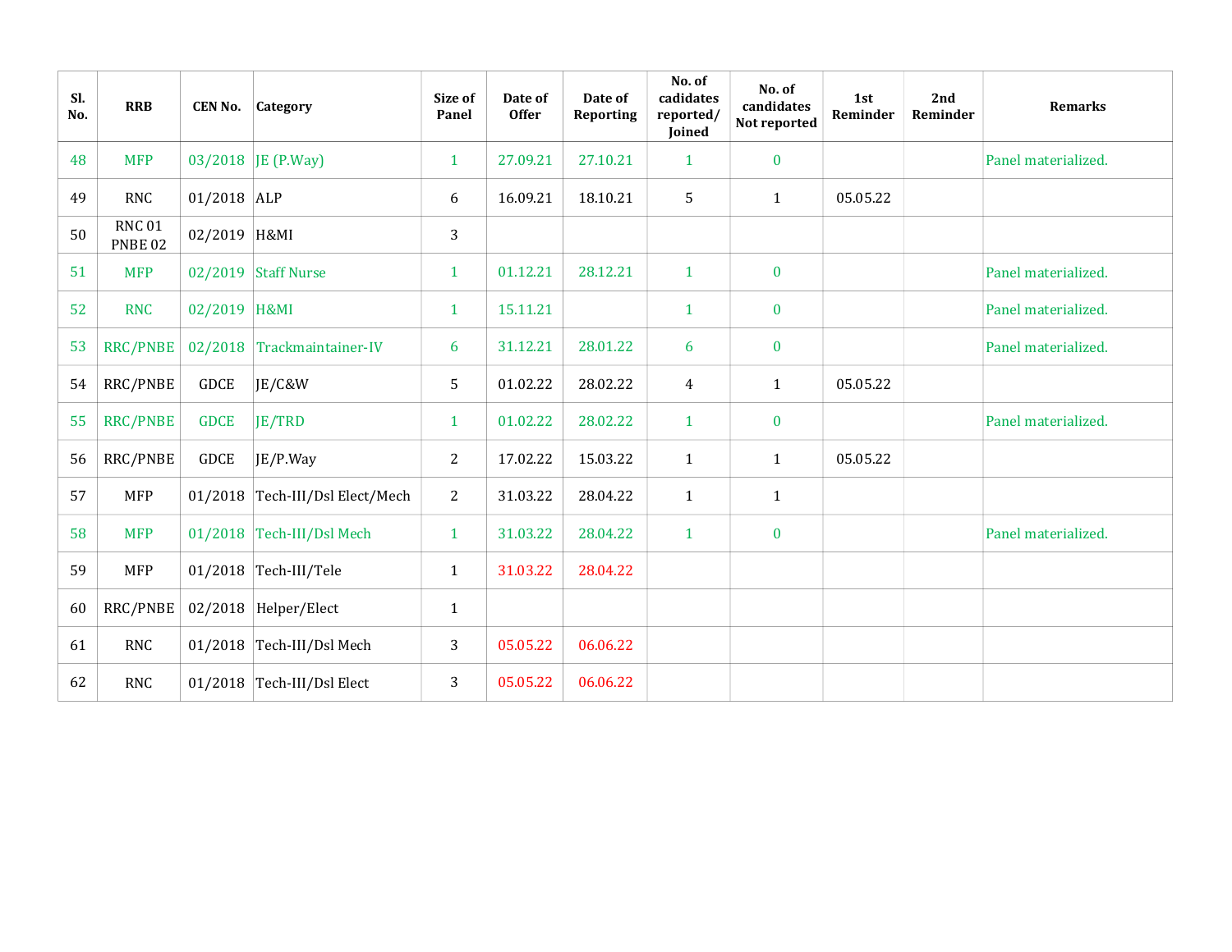| Sl. No. | RRB | CEN No. | Category | Size of Panel | Date of Offer | Date of Reporting | No. of cadidates reported/ Joined | No. of candidates Not reported | 1st Reminder | 2nd Reminder | Remarks |
|---|---|---|---|---|---|---|---|---|---|---|---|
| 48 | MFP | 03/2018 | JE (P.Way) | 1 | 27.09.21 | 27.10.21 | 1 | 0 | | | Panel materialized. |
| 49 | RNC | 01/2018 | ALP | 6 | 16.09.21 | 18.10.21 | 5 | 1 | 05.05.22 | | |
| 50 | RNC 01 PNBE 02 | 02/2019 | H&MI | 3 | | | | | | | |
| 51 | MFP | 02/2019 | Staff Nurse | 1 | 01.12.21 | 28.12.21 | 1 | 0 | | | Panel materialized. |
| 52 | RNC | 02/2019 | H&MI | 1 | 15.11.21 | | 1 | 0 | | | Panel materialized. |
| 53 | RRC/PNBE | 02/2018 | Trackmaintainer-IV | 6 | 31.12.21 | 28.01.22 | 6 | 0 | | | Panel materialized. |
| 54 | RRC/PNBE | GDCE | JE/C&W | 5 | 01.02.22 | 28.02.22 | 4 | 1 | 05.05.22 | | |
| 55 | RRC/PNBE | GDCE | JE/TRD | 1 | 01.02.22 | 28.02.22 | 1 | 0 | | | Panel materialized. |
| 56 | RRC/PNBE | GDCE | JE/P.Way | 2 | 17.02.22 | 15.03.22 | 1 | 1 | 05.05.22 | | |
| 57 | MFP | 01/2018 | Tech-III/Dsl Elect/Mech | 2 | 31.03.22 | 28.04.22 | 1 | 1 | | | |
| 58 | MFP | 01/2018 | Tech-III/Dsl Mech | 1 | 31.03.22 | 28.04.22 | 1 | 0 | | | Panel materialized. |
| 59 | MFP | 01/2018 | Tech-III/Tele | 1 | 31.03.22 | 28.04.22 | | | | | |
| 60 | RRC/PNBE | 02/2018 | Helper/Elect | 1 | | | | | | | |
| 61 | RNC | 01/2018 | Tech-III/Dsl Mech | 3 | 05.05.22 | 06.06.22 | | | | | |
| 62 | RNC | 01/2018 | Tech-III/Dsl Elect | 3 | 05.05.22 | 06.06.22 | | | | | |